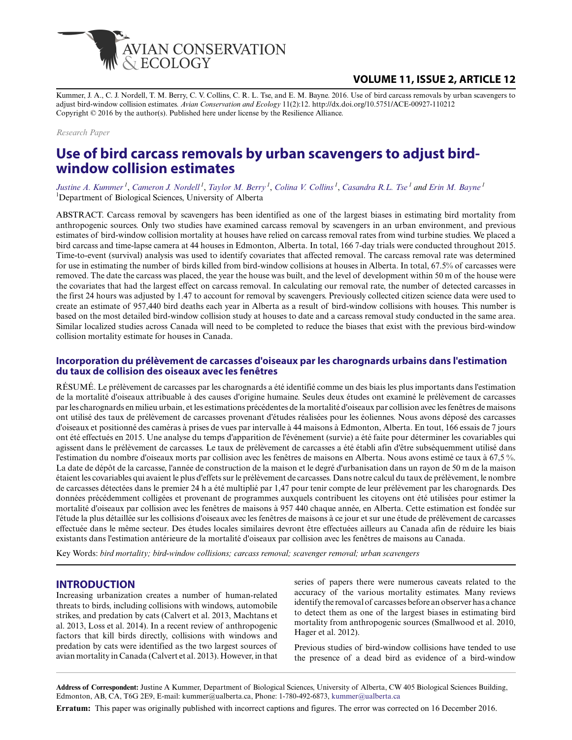Kummer, J. A., C. J. Nordell, T. M. Berry, C. V. Collins, C. R. L. Tse, and E. M. Bayne. 2016. Use of bird carcass removals by urban scavengers to adjust bird-window collision estimates. *Avian Conservation and Ecology* 11(2):12. http://dx.doi.org/10.5751/ACE-00927-110212
Copyright © 2016 by the author(s). Published here under license by the Resilience Alliance.

*Research Paper*

# Use of bird carcass removals by urban scavengers to adjust bird-window collision estimates

*Justine A. Kummer*[1], *Cameron J. Nordell*[1], *Taylor M. Berry*[1], *Colina V. Collins*[1], *Casandra R.L. Tse*[1] and *Erin M. Bayne*[1]
[1]Department of Biological Sciences, University of Alberta

ABSTRACT. Carcass removal by scavengers has been identified as one of the largest biases in estimating bird mortality from anthropogenic sources. Only two studies have examined carcass removal by scavengers in an urban environment, and previous estimates of bird-window collision mortality at houses have relied on carcass removal rates from wind turbine studies. We placed a bird carcass and time-lapse camera at 44 houses in Edmonton, Alberta. In total, 166 7-day trials were conducted throughout 2015. Time-to-event (survival) analysis was used to identify covariates that affected removal. The carcass removal rate was determined for use in estimating the number of birds killed from bird-window collisions at houses in Alberta. In total, 67.5% of carcasses were removed. The date the carcass was placed, the year the house was built, and the level of development within 50 m of the house were the covariates that had the largest effect on carcass removal. In calculating our removal rate, the number of detected carcasses in the first 24 hours was adjusted by 1.47 to account for removal by scavengers. Previously collected citizen science data were used to create an estimate of 957,440 bird deaths each year in Alberta as a result of bird-window collisions with houses. This number is based on the most detailed bird-window collision study at houses to date and a carcass removal study conducted in the same area. Similar localized studies across Canada will need to be completed to reduce the biases that exist with the previous bird-window collision mortality estimate for houses in Canada.

## Incorporation du prélèvement de carcasses d'oiseaux par les charognards urbains dans l'estimation du taux de collision des oiseaux avec les fenêtres

RÉSUMÉ. Le prélèvement de carcasses par les charognards a été identifié comme un des biais les plus importants dans l'estimation de la mortalité d'oiseaux attribuable à des causes d'origine humaine. Seules deux études ont examiné le prélèvement de carcasses par les charognards en milieu urbain, et les estimations précédentes de la mortalité d'oiseaux par collision avec les fenêtres de maisons ont utilisé des taux de prélèvement de carcasses provenant d'études réalisées pour les éoliennes. Nous avons déposé des carcasses d'oiseaux et positionné des caméras à prises de vues par intervalle à 44 maisons à Edmonton, Alberta. En tout, 166 essais de 7 jours ont été effectués en 2015. Une analyse du temps d'apparition de l'événement (survie) a été faite pour déterminer les covariables qui agissent dans le prélèvement de carcasses. Le taux de prélèvement de carcasses a été établi afin d'être subséquemment utilisé dans l'estimation du nombre d'oiseaux morts par collision avec les fenêtres de maisons en Alberta. Nous avons estimé ce taux à 67,5 %. La date de dépôt de la carcasse, l'année de construction de la maison et le degré d'urbanisation dans un rayon de 50 m de la maison étaient les covariables qui avaient le plus d'effets sur le prélèvement de carcasses. Dans notre calcul du taux de prélèvement, le nombre de carcasses détectées dans le premier 24 h a été multiplié par 1,47 pour tenir compte de leur prélèvement par les charognards. Des données précédemment colligées et provenant de programmes auxquels contribuent les citoyens ont été utilisées pour estimer la mortalité d'oiseaux par collision avec les fenêtres de maisons à 957 440 chaque année, en Alberta. Cette estimation est fondée sur l'étude la plus détaillée sur les collisions d'oiseaux avec les fenêtres de maisons à ce jour et sur une étude de prélèvement de carcasses effectuée dans le même secteur. Des études locales similaires devront être effectuées ailleurs au Canada afin de réduire les biais existants dans l'estimation antérieure de la mortalité d'oiseaux par collision avec les fenêtres de maisons au Canada.

Key Words: *bird mortality; bird-window collisions; carcass removal; scavenger removal; urban scavengers*

## INTRODUCTION

Increasing urbanization creates a number of human-related threats to birds, including collisions with windows, automobile strikes, and predation by cats (Calvert et al. 2013, Machtans et al. 2013, Loss et al. 2014). In a recent review of anthropogenic factors that kill birds directly, collisions with windows and predation by cats were identified as the two largest sources of avian mortality in Canada (Calvert et al. 2013). However, in that series of papers there were numerous caveats related to the accuracy of the various mortality estimates. Many reviews identify the removal of carcasses before an observer has a chance to detect them as one of the largest biases in estimating bird mortality from anthropogenic sources (Smallwood et al. 2010, Hager et al. 2012).

Previous studies of bird-window collisions have tended to use the presence of a dead bird as evidence of a bird-window

**Address of Correspondent:** Justine A Kummer, Department of Biological Sciences, University of Alberta, CW 405 Biological Sciences Building, Edmonton, AB, CA, T6G 2E9, E-mail: kummer@ualberta.ca, Phone: 1-780-492-6873, kummer@ualberta.ca

**Erratum:** This paper was originally published with incorrect captions and figures. The error was corrected on 16 December 2016.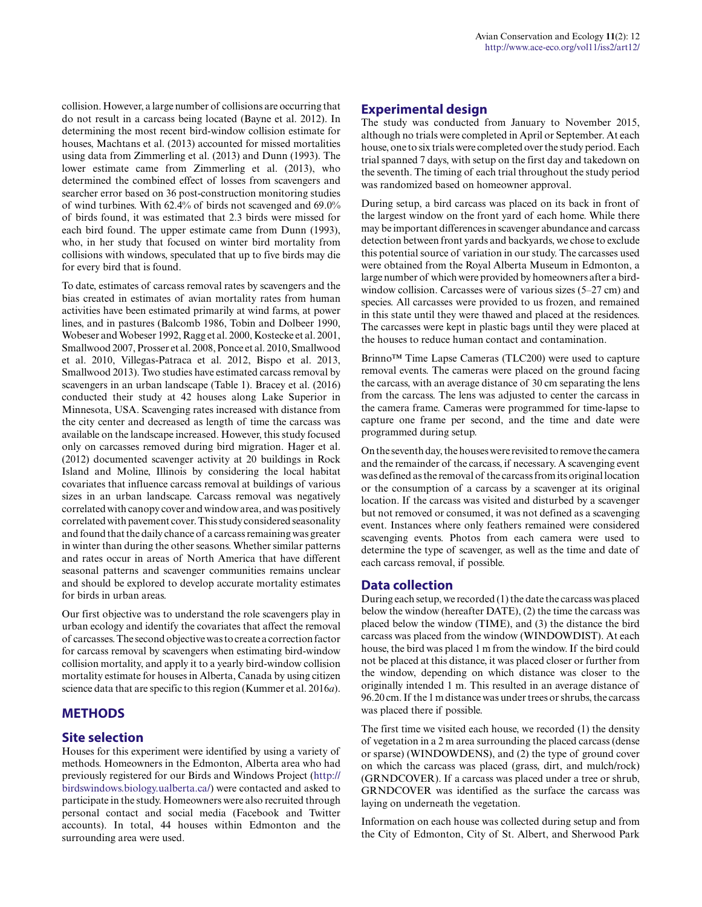collision. However, a large number of collisions are occurring that do not result in a carcass being located (Bayne et al. 2012). In determining the most recent bird-window collision estimate for houses, Machtans et al. (2013) accounted for missed mortalities using data from Zimmerling et al. (2013) and Dunn (1993). The lower estimate came from Zimmerling et al. (2013), who determined the combined effect of losses from scavengers and searcher error based on 36 post-construction monitoring studies of wind turbines. With 62.4% of birds not scavenged and 69.0% of birds found, it was estimated that 2.3 birds were missed for each bird found. The upper estimate came from Dunn (1993), who, in her study that focused on winter bird mortality from collisions with windows, speculated that up to five birds may die for every bird that is found.

To date, estimates of carcass removal rates by scavengers and the bias created in estimates of avian mortality rates from human activities have been estimated primarily at wind farms, at power lines, and in pastures (Balcomb 1986, Tobin and Dolbeer 1990, Wobeser and Wobeser 1992, Ragg et al. 2000, Kostecke et al. 2001, Smallwood 2007, Prosser et al. 2008, Ponce et al. 2010, Smallwood et al. 2010, Villegas-Patraca et al. 2012, Bispo et al. 2013, Smallwood 2013). Two studies have estimated carcass removal by scavengers in an urban landscape (Table 1). Bracey et al. (2016) conducted their study at 42 houses along Lake Superior in Minnesota, USA. Scavenging rates increased with distance from the city center and decreased as length of time the carcass was available on the landscape increased. However, this study focused only on carcasses removed during bird migration. Hager et al. (2012) documented scavenger activity at 20 buildings in Rock Island and Moline, Illinois by considering the local habitat covariates that influence carcass removal at buildings of various sizes in an urban landscape. Carcass removal was negatively correlated with canopy cover and window area, and was positively correlated with pavement cover. This study considered seasonality and found that the daily chance of a carcass remaining was greater in winter than during the other seasons. Whether similar patterns and rates occur in areas of North America that have different seasonal patterns and scavenger communities remains unclear and should be explored to develop accurate mortality estimates for birds in urban areas.

Our first objective was to understand the role scavengers play in urban ecology and identify the covariates that affect the removal of carcasses. The second objective was to create a correction factor for carcass removal by scavengers when estimating bird-window collision mortality, and apply it to a yearly bird-window collision mortality estimate for houses in Alberta, Canada by using citizen science data that are specific to this region (Kummer et al. 2016*a*).

## METHODS

### Site selection

Houses for this experiment were identified by using a variety of methods. Homeowners in the Edmonton, Alberta area who had previously registered for our Birds and Windows Project (http://birdswindows.biology.ualberta.ca/) were contacted and asked to participate in the study. Homeowners were also recruited through personal contact and social media (Facebook and Twitter accounts). In total, 44 houses within Edmonton and the surrounding area were used.

### Experimental design

The study was conducted from January to November 2015, although no trials were completed in April or September. At each house, one to six trials were completed over the study period. Each trial spanned 7 days, with setup on the first day and takedown on the seventh. The timing of each trial throughout the study period was randomized based on homeowner approval.

During setup, a bird carcass was placed on its back in front of the largest window on the front yard of each home. While there may be important differences in scavenger abundance and carcass detection between front yards and backyards, we chose to exclude this potential source of variation in our study. The carcasses used were obtained from the Royal Alberta Museum in Edmonton, a large number of which were provided by homeowners after a bird-window collision. Carcasses were of various sizes (5–27 cm) and species. All carcasses were provided to us frozen, and remained in this state until they were thawed and placed at the residences. The carcasses were kept in plastic bags until they were placed at the houses to reduce human contact and contamination.

Brinno™ Time Lapse Cameras (TLC200) were used to capture removal events. The cameras were placed on the ground facing the carcass, with an average distance of 30 cm separating the lens from the carcass. The lens was adjusted to center the carcass in the camera frame. Cameras were programmed for time-lapse to capture one frame per second, and the time and date were programmed during setup.

On the seventh day, the houses were revisited to remove the camera and the remainder of the carcass, if necessary. A scavenging event was defined as the removal of the carcass from its original location or the consumption of a carcass by a scavenger at its original location. If the carcass was visited and disturbed by a scavenger but not removed or consumed, it was not defined as a scavenging event. Instances where only feathers remained were considered scavenging events. Photos from each camera were used to determine the type of scavenger, as well as the time and date of each carcass removal, if possible.

### Data collection

During each setup, we recorded (1) the date the carcass was placed below the window (hereafter DATE), (2) the time the carcass was placed below the window (TIME), and (3) the distance the bird carcass was placed from the window (WINDOWDIST). At each house, the bird was placed 1 m from the window. If the bird could not be placed at this distance, it was placed closer or further from the window, depending on which distance was closer to the originally intended 1 m. This resulted in an average distance of 96.20 cm. If the 1 m distance was under trees or shrubs, the carcass was placed there if possible.

The first time we visited each house, we recorded (1) the density of vegetation in a 2 m area surrounding the placed carcass (dense or sparse) (WINDOWDENS), and (2) the type of ground cover on which the carcass was placed (grass, dirt, and mulch/rock) (GRNDCOVER). If a carcass was placed under a tree or shrub, GRNDCOVER was identified as the surface the carcass was laying on underneath the vegetation.

Information on each house was collected during setup and from the City of Edmonton, City of St. Albert, and Sherwood Park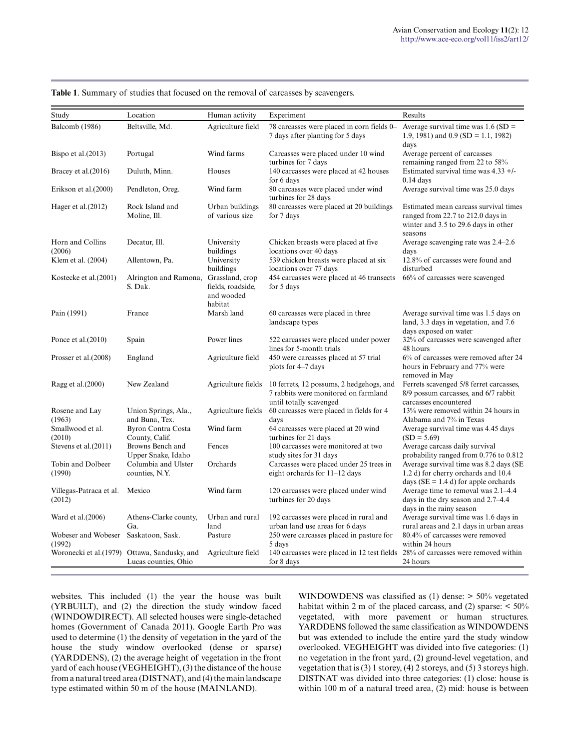**Table 1**. Summary of studies that focused on the removal of carcasses by scavengers.

| Study | Location | Human activity | Experiment | Results |
|---|---|---|---|---|
| Balcomb (1986) | Beltsville, Md. | Agriculture field | 78 carcasses were placed in corn fields 0–7 days after planting for 5 days | Average survival time was 1.6 (SD = 1.9, 1981) and 0.9 (SD = 1.1, 1982) days |
| Bispo et al.(2013) | Portugal | Wind farms | Carcasses were placed under 10 wind turbines for 7 days | Average percent of carcasses remaining ranged from 22 to 58% |
| Bracey et al.(2016) | Duluth, Minn. | Houses | 140 carcasses were placed at 42 houses for 6 days | Estimated survival time was 4.33 +/- 0.14 days |
| Erikson et al.(2000) | Pendleton, Oreg. | Wind farm | 80 carcasses were placed under wind turbines for 28 days | Average survival time was 25.0 days |
| Hager et al.(2012) | Rock Island and Moline, Ill. | Urban buildings of various size | 80 carcasses were placed at 20 buildings for 7 days | Estimated mean carcass survival times ranged from 22.7 to 212.0 days in winter and 3.5 to 29.6 days in other seasons |
| Horn and Collins (2006) | Decatur, Ill. | University buildings | Chicken breasts were placed at five locations over 40 days | Average scavenging rate was 2.4–2.6 days |
| Klem et al. (2004) | Allentown, Pa. | University buildings | 539 chicken breasts were placed at six locations over 77 days | 12.8% of carcasses were found and disturbed |
| Kostecke et al.(2001) | Alrington and Ramona, S. Dak. | Grassland, crop fields, roadside, and wooded habitat | 454 carcasses were placed at 46 transects for 5 days | 66% of carcasses were scavenged |
| Pain (1991) | France | Marsh land | 60 carcasses were placed in three landscape types | Average survival time was 1.5 days on land, 3.3 days in vegetation, and 7.6 days exposed on water |
| Ponce et al.(2010) | Spain | Power lines | 522 carcasses were placed under power lines for 5-month trials | 32% of carcasses were scavenged after 48 hours |
| Prosser et al.(2008) | England | Agriculture field | 450 were carcasses placed at 57 trial plots for 4–7 days | 6% of carcasses were removed after 24 hours in February and 77% were removed in May |
| Ragg et al.(2000) | New Zealand | Agriculture fields | 10 ferrets, 12 possums, 2 hedgehogs, and 7 rabbits were monitored on farmland until totally scavenged | Ferrets scavenged 5/8 ferret carcasses, 8/9 possum carcasses, and 6/7 rabbit carcasses encountered |
| Rosene and Lay (1963) | Union Springs, Ala., and Buna, Tex. | Agriculture fields | 60 carcasses were placed in fields for 4 days | 13% were removed within 24 hours in Alabama and 7% in Texas |
| Smallwood et al. (2010) | Byron Contra Costa County, Calif. | Wind farm | 64 carcasses were placed at 20 wind turbines for 21 days | Average survival time was 4.45 days (SD = 5.69) |
| Stevens et al.(2011) | Browns Bench and Upper Snake, Idaho | Fences | 100 carcasses were monitored at two study sites for 31 days | Average carcass daily survival probability ranged from 0.776 to 0.812 |
| Tobin and Dolbeer (1990) | Columbia and Ulster counties, N.Y. | Orchards | Carcasses were placed under 25 trees in eight orchards for 11–12 days | Average survival time was 8.2 days (SE 1.2 d) for cherry orchards and 10.4 days (SE = 1.4 d) for apple orchards |
| Villegas-Patraca et al. (2012) | Mexico | Wind farm | 120 carcasses were placed under wind turbines for 20 days | Average time to removal was 2.1–4.4 days in the dry season and 2.7–4.4 days in the rainy season |
| Ward et al.(2006) | Athens-Clarke county, Ga. | Urban and rural land | 192 carcasses were placed in rural and urban land use areas for 6 days | Average survival time was 1.6 days in rural areas and 2.1 days in urban areas |
| Wobeser and Wobeser (1992) | Saskatoon, Sask. | Pasture | 250 were carcasses placed in pasture for 5 days | 80.4% of carcasses were removed within 24 hours |
| Woronecki et al.(1979) | Ottawa, Sandusky, and Lucas counties, Ohio | Agriculture field | 140 carcasses were placed in 12 test fields for 8 days | 28% of carcasses were removed within 24 hours |

websites. This included (1) the year the house was built (YRBUILT), and (2) the direction the study window faced (WINDOWDIRECT). All selected houses were single-detached homes (Government of Canada 2011). Google Earth Pro was used to determine (1) the density of vegetation in the yard of the house the study window overlooked (dense or sparse) (YARDDENS), (2) the average height of vegetation in the front yard of each house (VEGHEIGHT), (3) the distance of the house from a natural treed area (DISTNAT), and (4) the main landscape type estimated within 50 m of the house (MAINLAND).

WINDOWDENS was classified as (1) dense: > 50% vegetated habitat within 2 m of the placed carcass, and (2) sparse: < 50% vegetated, with more pavement or human structures. YARDDENS followed the same classification as WINDOWDENS but was extended to include the entire yard the study window overlooked. VEGHEIGHT was divided into five categories: (1) no vegetation in the front yard, (2) ground-level vegetation, and vegetation that is (3) 1 storey, (4) 2 storeys, and (5) 3 storeys high. DISTNAT was divided into three categories: (1) close: house is within 100 m of a natural treed area, (2) mid: house is between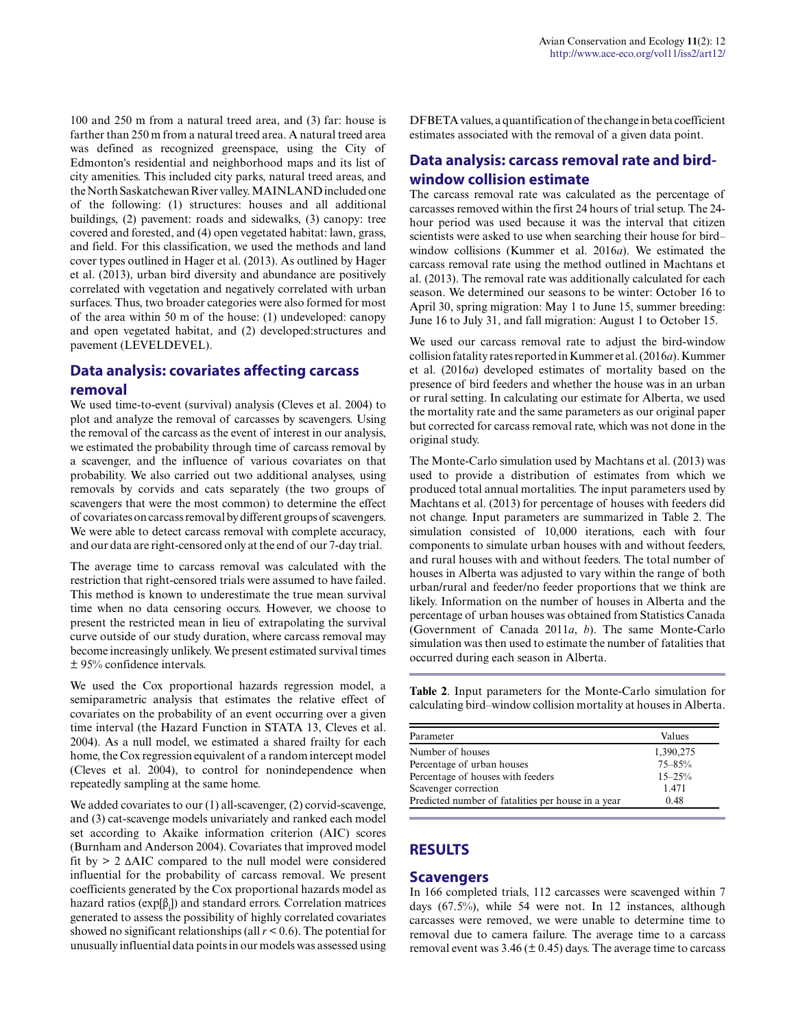100 and 250 m from a natural treed area, and (3) far: house is farther than 250 m from a natural treed area. A natural treed area was defined as recognized greenspace, using the City of Edmonton's residential and neighborhood maps and its list of city amenities. This included city parks, natural treed areas, and the North Saskatchewan River valley. MAINLAND included one of the following: (1) structures: houses and all additional buildings, (2) pavement: roads and sidewalks, (3) canopy: tree covered and forested, and (4) open vegetated habitat: lawn, grass, and field. For this classification, we used the methods and land cover types outlined in Hager et al. (2013). As outlined by Hager et al. (2013), urban bird diversity and abundance are positively correlated with vegetation and negatively correlated with urban surfaces. Thus, two broader categories were also formed for most of the area within 50 m of the house: (1) undeveloped: canopy and open vegetated habitat, and (2) developed:structures and pavement (LEVELDEVEL).

## Data analysis: covariates affecting carcass removal

We used time-to-event (survival) analysis (Cleves et al. 2004) to plot and analyze the removal of carcasses by scavengers. Using the removal of the carcass as the event of interest in our analysis, we estimated the probability through time of carcass removal by a scavenger, and the influence of various covariates on that probability. We also carried out two additional analyses, using removals by corvids and cats separately (the two groups of scavengers that were the most common) to determine the effect of covariates on carcass removal by different groups of scavengers. We were able to detect carcass removal with complete accuracy, and our data are right-censored only at the end of our 7-day trial.

The average time to carcass removal was calculated with the restriction that right-censored trials were assumed to have failed. This method is known to underestimate the true mean survival time when no data censoring occurs. However, we choose to present the restricted mean in lieu of extrapolating the survival curve outside of our study duration, where carcass removal may become increasingly unlikely. We present estimated survival times ± 95% confidence intervals.

We used the Cox proportional hazards regression model, a semiparametric analysis that estimates the relative effect of covariates on the probability of an event occurring over a given time interval (the Hazard Function in STATA 13, Cleves et al. 2004). As a null model, we estimated a shared frailty for each home, the Cox regression equivalent of a random intercept model (Cleves et al. 2004), to control for nonindependence when repeatedly sampling at the same home.

We added covariates to our (1) all-scavenger, (2) corvid-scavenge, and (3) cat-scavenge models univariately and ranked each model set according to Akaike information criterion (AIC) scores (Burnham and Anderson 2004). Covariates that improved model fit by > 2 ΔAIC compared to the null model were considered influential for the probability of carcass removal. We present coefficients generated by the Cox proportional hazards model as hazard ratios ($\exp[\beta_i]$) and standard errors. Correlation matrices generated to assess the possibility of highly correlated covariates showed no significant relationships (all $r < 0.6$). The potential for unusually influential data points in our models was assessed using DFBETA values, a quantification of the change in beta coefficient estimates associated with the removal of a given data point.

## Data analysis: carcass removal rate and bird-window collision estimate

The carcass removal rate was calculated as the percentage of carcasses removed within the first 24 hours of trial setup. The 24-hour period was used because it was the interval that citizen scientists were asked to use when searching their house for bird–window collisions (Kummer et al. 2016*a*). We estimated the carcass removal rate using the method outlined in Machtans et al. (2013). The removal rate was additionally calculated for each season. We determined our seasons to be winter: October 16 to April 30, spring migration: May 1 to June 15, summer breeding: June 16 to July 31, and fall migration: August 1 to October 15.

We used our carcass removal rate to adjust the bird-window collision fatality rates reported in Kummer et al. (2016*a*). Kummer et al. (2016*a*) developed estimates of mortality based on the presence of bird feeders and whether the house was in an urban or rural setting. In calculating our estimate for Alberta, we used the mortality rate and the same parameters as our original paper but corrected for carcass removal rate, which was not done in the original study.

The Monte-Carlo simulation used by Machtans et al. (2013) was used to provide a distribution of estimates from which we produced total annual mortalities. The input parameters used by Machtans et al. (2013) for percentage of houses with feeders did not change. Input parameters are summarized in Table 2. The simulation consisted of 10,000 iterations, each with four components to simulate urban houses with and without feeders, and rural houses with and without feeders. The total number of houses in Alberta was adjusted to vary within the range of both urban/rural and feeder/no feeder proportions that we think are likely. Information on the number of houses in Alberta and the percentage of urban houses was obtained from Statistics Canada (Government of Canada 2011*a*, *b*). The same Monte-Carlo simulation was then used to estimate the number of fatalities that occurred during each season in Alberta.

**Table 2**. Input parameters for the Monte-Carlo simulation for calculating bird–window collision mortality at houses in Alberta.

| Parameter | Values |
|---|---|
| Number of houses | 1,390,275 |
| Percentage of urban houses | 75–85% |
| Percentage of houses with feeders | 15–25% |
| Scavenger correction | 1.471 |
| Predicted number of fatalities per house in a year | 0.48 |

# RESULTS

## Scavengers

In 166 completed trials, 112 carcasses were scavenged within 7 days (67.5%), while 54 were not. In 12 instances, although carcasses were removed, we were unable to determine time to removal due to camera failure. The average time to a carcass removal event was 3.46 (± 0.45) days. The average time to carcass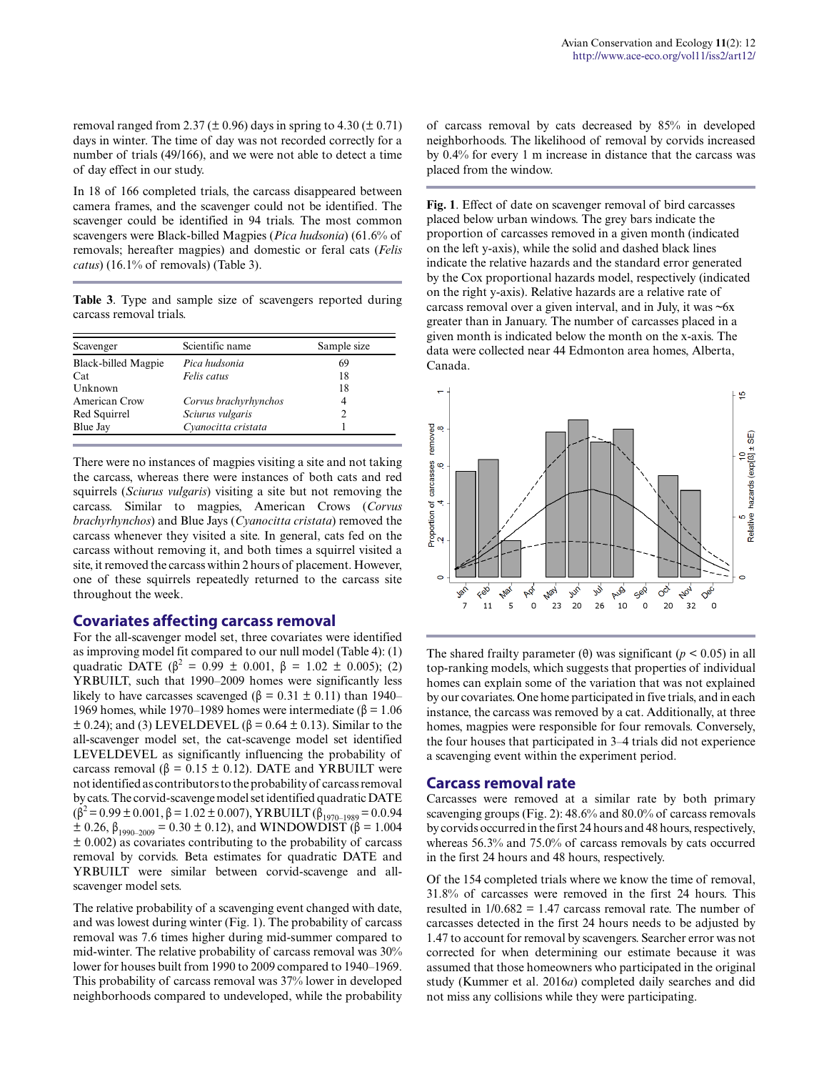removal ranged from 2.37 (± 0.96) days in spring to 4.30 (± 0.71) days in winter. The time of day was not recorded correctly for a number of trials (49/166), and we were not able to detect a time of day effect in our study.

In 18 of 166 completed trials, the carcass disappeared between camera frames, and the scavenger could not be identified. The scavenger could be identified in 94 trials. The most common scavengers were Black-billed Magpies (*Pica hudsonia*) (61.6% of removals; hereafter magpies) and domestic or feral cats (*Felis catus*) (16.1% of removals) (Table 3).

**Table 3**. Type and sample size of scavengers reported during carcass removal trials.

| Scavenger | Scientific name | Sample size |
|---|---|---|
| Black-billed Magpie | *Pica hudsonia* | 69 |
| Cat | *Felis catus* | 18 |
| Unknown | | 18 |
| American Crow | *Corvus brachyrhynchos* | 4 |
| Red Squirrel | *Sciurus vulgaris* | 2 |
| Blue Jay | *Cyanocitta cristata* | 1 |

There were no instances of magpies visiting a site and not taking the carcass, whereas there were instances of both cats and red squirrels (*Sciurus vulgaris*) visiting a site but not removing the carcass. Similar to magpies, American Crows (*Corvus brachyrhynchos*) and Blue Jays (*Cyanocitta cristata*) removed the carcass whenever they visited a site. In general, cats fed on the carcass without removing it, and both times a squirrel visited a site, it removed the carcass within 2 hours of placement. However, one of these squirrels repeatedly returned to the carcass site throughout the week.

## Covariates affecting carcass removal

For the all-scavenger model set, three covariates were identified as improving model fit compared to our null model (Table 4): (1) quadratic DATE ($\beta^2$ = 0.99 ± 0.001, β = 1.02 ± 0.005); (2) YRBUILT, such that 1990–2009 homes were significantly less likely to have carcasses scavenged (β = 0.31 ± 0.11) than 1940–1969 homes, while 1970–1989 homes were intermediate (β = 1.06 ± 0.24); and (3) LEVELDEVEL (β = 0.64 ± 0.13). Similar to the all-scavenger model set, the cat-scavenge model set identified LEVELDEVEL as significantly influencing the probability of carcass removal (β = 0.15 ± 0.12). DATE and YRBUILT were not identified as contributors to the probability of carcass removal by cats. The corvid-scavenge model set identified quadratic DATE ($\beta^2$ = 0.99 ± 0.001, β = 1.02 ± 0.007), YRBUILT ($\beta_{1970–1989}$ = 0.0.94 ± 0.26, $\beta_{1990–2009}$ = 0.30 ± 0.12), and WINDOWDIST (β = 1.004 ± 0.002) as covariates contributing to the probability of carcass removal by corvids. Beta estimates for quadratic DATE and YRBUILT were similar between corvid-scavenge and all-scavenger model sets.

The relative probability of a scavenging event changed with date, and was lowest during winter (Fig. 1). The probability of carcass removal was 7.6 times higher during mid-summer compared to mid-winter. The relative probability of carcass removal was 30% lower for houses built from 1990 to 2009 compared to 1940–1969. This probability of carcass removal was 37% lower in developed neighborhoods compared to undeveloped, while the probability of carcass removal by cats decreased by 85% in developed neighborhoods. The likelihood of removal by corvids increased by 0.4% for every 1 m increase in distance that the carcass was placed from the window.

**Fig. 1**. Effect of date on scavenger removal of bird carcasses placed below urban windows. The grey bars indicate the proportion of carcasses removed in a given month (indicated on the left y-axis), while the solid and dashed black lines indicate the relative hazards and the standard error generated by the Cox proportional hazards model, respectively (indicated on the right y-axis). Relative hazards are a relative rate of carcass removal over a given interval, and in July, it was ~6x greater than in January. The number of carcasses placed in a given month is indicated below the month on the x-axis. The data were collected near 44 Edmonton area homes, Alberta, Canada.

The shared frailty parameter (θ) was significant ($p < 0.05$) in all top-ranking models, which suggests that properties of individual homes can explain some of the variation that was not explained by our covariates. One home participated in five trials, and in each instance, the carcass was removed by a cat. Additionally, at three homes, magpies were responsible for four removals. Conversely, the four houses that participated in 3–4 trials did not experience a scavenging event within the experiment period.

## Carcass removal rate

Carcasses were removed at a similar rate by both primary scavenging groups (Fig. 2): 48.6% and 80.0% of carcass removals by corvids occurred in the first 24 hours and 48 hours, respectively, whereas 56.3% and 75.0% of carcass removals by cats occurred in the first 24 hours and 48 hours, respectively.

Of the 154 completed trials where we know the time of removal, 31.8% of carcasses were removed in the first 24 hours. This resulted in 1/0.682 = 1.47 carcass removal rate. The number of carcasses detected in the first 24 hours needs to be adjusted by 1.47 to account for removal by scavengers. Searcher error was not corrected for when determining our estimate because it was assumed that those homeowners who participated in the original study (Kummer et al. 2016*a*) completed daily searches and did not miss any collisions while they were participating.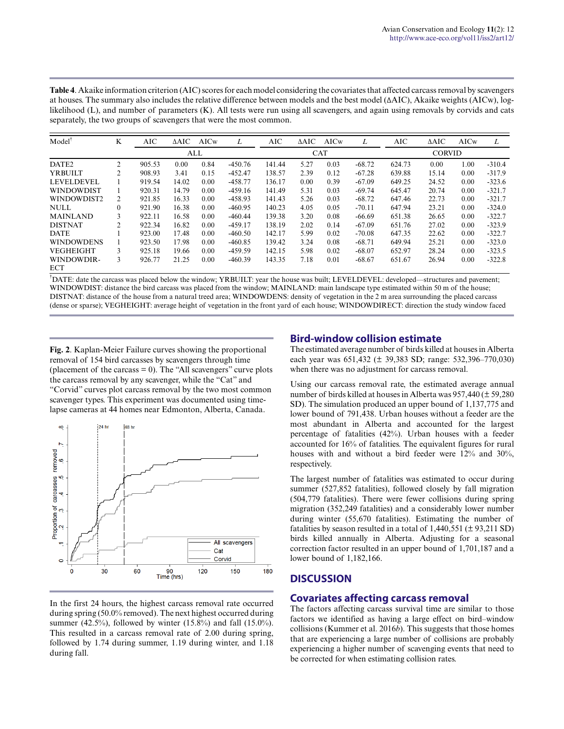**Table 4**. Akaike information criterion (AIC) scores for each model considering the covariates that affected carcass removal by scavengers at houses. The summary also includes the relative difference between models and the best model (ΔAIC), Akaike weights (AICw), log-likelihood (L), and number of parameters (K). All tests were run using all scavengers, and again using removals by corvids and cats separately, the two groups of scavengers that were the most common.

| Model[†] | K | AIC | ΔAIC | AICw | *L* | AIC | ΔAIC | AICw | *L* | AIC | ΔAIC | AICw | *L* |
|---|---|---|---|---|---|---|---|---|---|---|---|---|---|
| | | ALL | | | | CAT | | | | CORVID | | | |
| DATE2 | 2 | 905.53 | 0.00 | 0.84 | -450.76 | 141.44 | 5.27 | 0.03 | -68.72 | 624.73 | 0.00 | 1.00 | -310.4 |
| YRBUILT | 2 | 908.93 | 3.41 | 0.15 | -452.47 | 138.57 | 2.39 | 0.12 | -67.28 | 639.88 | 15.14 | 0.00 | -317.9 |
| LEVELDEVEL | 1 | 919.54 | 14.02 | 0.00 | -458.77 | 136.17 | 0.00 | 0.39 | -67.09 | 649.25 | 24.52 | 0.00 | -323.6 |
| WINDOWDIST | 1 | 920.31 | 14.79 | 0.00 | -459.16 | 141.49 | 5.31 | 0.03 | -69.74 | 645.47 | 20.74 | 0.00 | -321.7 |
| WINDOWDIST2 | 2 | 921.85 | 16.33 | 0.00 | -458.93 | 141.43 | 5.26 | 0.03 | -68.72 | 647.46 | 22.73 | 0.00 | -321.7 |
| NULL | 0 | 921.90 | 16.38 | 0.00 | -460.95 | 140.23 | 4.05 | 0.05 | -70.11 | 647.94 | 23.21 | 0.00 | -324.0 |
| MAINLAND | 3 | 922.11 | 16.58 | 0.00 | -460.44 | 139.38 | 3.20 | 0.08 | -66.69 | 651.38 | 26.65 | 0.00 | -322.7 |
| DISTNAT | 2 | 922.34 | 16.82 | 0.00 | -459.17 | 138.19 | 2.02 | 0.14 | -67.09 | 651.76 | 27.02 | 0.00 | -323.9 |
| DATE | 1 | 923.00 | 17.48 | 0.00 | -460.50 | 142.17 | 5.99 | 0.02 | -70.08 | 647.35 | 22.62 | 0.00 | -322.7 |
| WINDOWDENS | 1 | 923.50 | 17.98 | 0.00 | -460.85 | 139.42 | 3.24 | 0.08 | -68.71 | 649.94 | 25.21 | 0.00 | -323.0 |
| VEGHEIGHT | 3 | 925.18 | 19.66 | 0.00 | -459.59 | 142.15 | 5.98 | 0.02 | -68.07 | 652.97 | 28.24 | 0.00 | -323.5 |
| WINDOWDIR-ECT | 3 | 926.77 | 21.25 | 0.00 | -460.39 | 143.35 | 7.18 | 0.01 | -68.67 | 651.67 | 26.94 | 0.00 | -322.8 |

[†]DATE: date the carcass was placed below the window; YRBUILT: year the house was built; LEVELDEVEL: developed—structures and pavement; WINDOWDIST: distance the bird carcass was placed from the window; MAINLAND: main landscape type estimated within 50 m of the house; DISTNAT: distance of the house from a natural treed area; WINDOWDENS: density of vegetation in the 2 m area surrounding the placed carcass (dense or sparse); VEGHEIGHT: average height of vegetation in the front yard of each house; WINDOWDIRECT: direction the study window faced

**Fig. 2**. Kaplan-Meier Failure curves showing the proportional removal of 154 bird carcasses by scavengers through time (placement of the carcass = 0). The "All scavengers" curve plots the carcass removal by any scavenger, while the "Cat" and "Corvid" curves plot carcass removal by the two most common scavenger types. This experiment was documented using time-lapse cameras at 44 homes near Edmonton, Alberta, Canada.

In the first 24 hours, the highest carcass removal rate occurred during spring (50.0% removed). The next highest occurred during summer (42.5%), followed by winter (15.8%) and fall (15.0%). This resulted in a carcass removal rate of 2.00 during spring, followed by 1.74 during summer, 1.19 during winter, and 1.18 during fall.

## Bird-window collision estimate

The estimated average number of birds killed at houses in Alberta each year was 651,432 (± 39,383 SD; range: 532,396–770,030) when there was no adjustment for carcass removal.

Using our carcass removal rate, the estimated average annual number of birds killed at houses in Alberta was 957,440 (± 59,280 SD). The simulation produced an upper bound of 1,137,775 and lower bound of 791,438. Urban houses without a feeder are the most abundant in Alberta and accounted for the largest percentage of fatalities (42%). Urban houses with a feeder accounted for 16% of fatalities. The equivalent figures for rural houses with and without a bird feeder were 12% and 30%, respectively.

The largest number of fatalities was estimated to occur during summer (527,852 fatalities), followed closely by fall migration (504,779 fatalities). There were fewer collisions during spring migration (352,249 fatalities) and a considerably lower number during winter (55,670 fatalities). Estimating the number of fatalities by season resulted in a total of 1,440,551 (± 93,211 SD) birds killed annually in Alberta. Adjusting for a seasonal correction factor resulted in an upper bound of 1,701,187 and a lower bound of 1,182,166.

# DISCUSSION

## Covariates affecting carcass removal

The factors affecting carcass survival time are similar to those factors we identified as having a large effect on bird–window collisions (Kummer et al. 2016*b*). This suggests that those homes that are experiencing a large number of collisions are probably experiencing a higher number of scavenging events that need to be corrected for when estimating collision rates.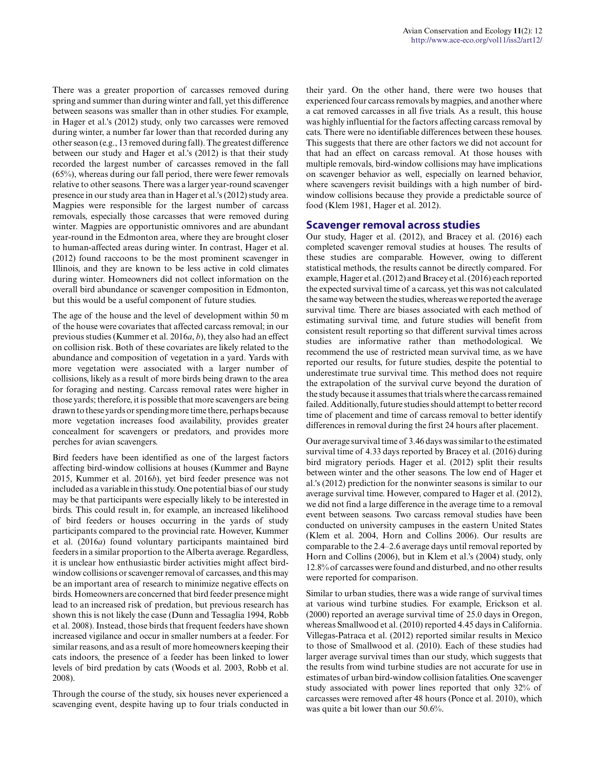There was a greater proportion of carcasses removed during spring and summer than during winter and fall, yet this difference between seasons was smaller than in other studies. For example, in Hager et al.'s (2012) study, only two carcasses were removed during winter, a number far lower than that recorded during any other season (e.g., 13 removed during fall). The greatest difference between our study and Hager et al.'s (2012) is that their study recorded the largest number of carcasses removed in the fall (65%), whereas during our fall period, there were fewer removals relative to other seasons. There was a larger year-round scavenger presence in our study area than in Hager et al.'s (2012) study area. Magpies were responsible for the largest number of carcass removals, especially those carcasses that were removed during winter. Magpies are opportunistic omnivores and are abundant year-round in the Edmonton area, where they are brought closer to human-affected areas during winter. In contrast, Hager et al. (2012) found raccoons to be the most prominent scavenger in Illinois, and they are known to be less active in cold climates during winter. Homeowners did not collect information on the overall bird abundance or scavenger composition in Edmonton, but this would be a useful component of future studies.

The age of the house and the level of development within 50 m of the house were covariates that affected carcass removal; in our previous studies (Kummer et al. 2016*a*, *b*), they also had an effect on collision risk. Both of these covariates are likely related to the abundance and composition of vegetation in a yard. Yards with more vegetation were associated with a larger number of collisions, likely as a result of more birds being drawn to the area for foraging and nesting. Carcass removal rates were higher in those yards; therefore, it is possible that more scavengers are being drawn to these yards or spending more time there, perhaps because more vegetation increases food availability, provides greater concealment for scavengers or predators, and provides more perches for avian scavengers.

Bird feeders have been identified as one of the largest factors affecting bird-window collisions at houses (Kummer and Bayne 2015, Kummer et al. 2016*b*), yet bird feeder presence was not included as a variable in this study. One potential bias of our study may be that participants were especially likely to be interested in birds. This could result in, for example, an increased likelihood of bird feeders or houses occurring in the yards of study participants compared to the provincial rate. However, Kummer et al. (2016*a*) found voluntary participants maintained bird feeders in a similar proportion to the Alberta average. Regardless, it is unclear how enthusiastic birder activities might affect bird-window collisions or scavenger removal of carcasses, and this may be an important area of research to minimize negative effects on birds. Homeowners are concerned that bird feeder presence might lead to an increased risk of predation, but previous research has shown this is not likely the case (Dunn and Tessaglia 1994, Robb et al. 2008). Instead, those birds that frequent feeders have shown increased vigilance and occur in smaller numbers at a feeder. For similar reasons, and as a result of more homeowners keeping their cats indoors, the presence of a feeder has been linked to lower levels of bird predation by cats (Woods et al. 2003, Robb et al. 2008).

Through the course of the study, six houses never experienced a scavenging event, despite having up to four trials conducted in their yard. On the other hand, there were two houses that experienced four carcass removals by magpies, and another where a cat removed carcasses in all five trials. As a result, this house was highly influential for the factors affecting carcass removal by cats. There were no identifiable differences between these houses. This suggests that there are other factors we did not account for that had an effect on carcass removal. At those houses with multiple removals, bird-window collisions may have implications on scavenger behavior as well, especially on learned behavior, where scavengers revisit buildings with a high number of bird-window collisions because they provide a predictable source of food (Klem 1981, Hager et al. 2012).

## Scavenger removal across studies

Our study, Hager et al. (2012), and Bracey et al. (2016) each completed scavenger removal studies at houses. The results of these studies are comparable. However, owing to different statistical methods, the results cannot be directly compared. For example, Hager et al. (2012) and Bracey et al. (2016) each reported the expected survival time of a carcass, yet this was not calculated the same way between the studies, whereas we reported the average survival time. There are biases associated with each method of estimating survival time, and future studies will benefit from consistent result reporting so that different survival times across studies are informative rather than methodological. We recommend the use of restricted mean survival time, as we have reported our results, for future studies, despite the potential to underestimate true survival time. This method does not require the extrapolation of the survival curve beyond the duration of the study because it assumes that trials where the carcass remained failed. Additionally, future studies should attempt to better record time of placement and time of carcass removal to better identify differences in removal during the first 24 hours after placement.

Our average survival time of 3.46 days was similar to the estimated survival time of 4.33 days reported by Bracey et al. (2016) during bird migratory periods. Hager et al. (2012) split their results between winter and the other seasons. The low end of Hager et al.'s (2012) prediction for the nonwinter seasons is similar to our average survival time. However, compared to Hager et al. (2012), we did not find a large difference in the average time to a removal event between seasons. Two carcass removal studies have been conducted on university campuses in the eastern United States (Klem et al. 2004, Horn and Collins 2006). Our results are comparable to the 2.4–2.6 average days until removal reported by Horn and Collins (2006), but in Klem et al.'s (2004) study, only 12.8% of carcasses were found and disturbed, and no other results were reported for comparison.

Similar to urban studies, there was a wide range of survival times at various wind turbine studies. For example, Erickson et al. (2000) reported an average survival time of 25.0 days in Oregon, whereas Smallwood et al. (2010) reported 4.45 days in California. Villegas-Patraca et al. (2012) reported similar results in Mexico to those of Smallwood et al. (2010). Each of these studies had larger average survival times than our study, which suggests that the results from wind turbine studies are not accurate for use in estimates of urban bird-window collision fatalities. One scavenger study associated with power lines reported that only 32% of carcasses were removed after 48 hours (Ponce et al. 2010), which was quite a bit lower than our 50.6%.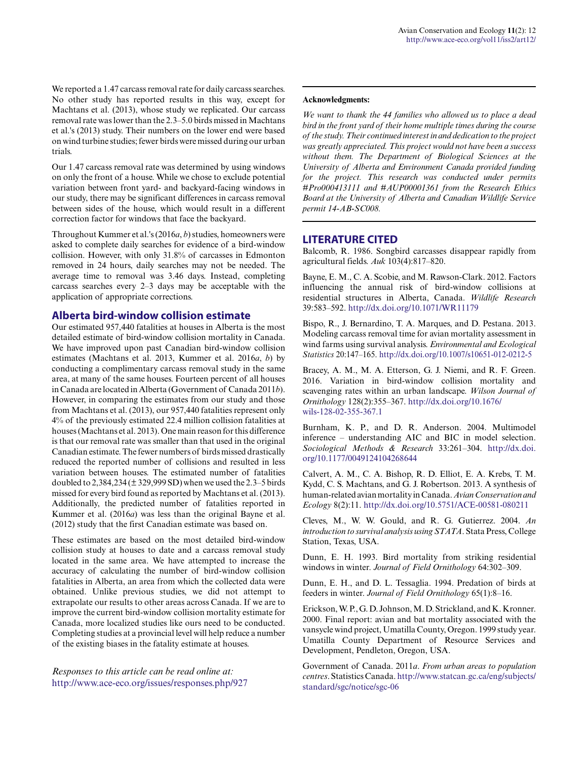We reported a 1.47 carcass removal rate for daily carcass searches. No other study has reported results in this way, except for Machtans et al. (2013), whose study we replicated. Our carcass removal rate was lower than the 2.3–5.0 birds missed in Machtans et al.'s (2013) study. Their numbers on the lower end were based on wind turbine studies; fewer birds were missed during our urban trials.

Our 1.47 carcass removal rate was determined by using windows on only the front of a house. While we chose to exclude potential variation between front yard- and backyard-facing windows in our study, there may be significant differences in carcass removal between sides of the house, which would result in a different correction factor for windows that face the backyard.

Throughout Kummer et al.'s (2016*a*, *b*) studies, homeowners were asked to complete daily searches for evidence of a bird-window collision. However, with only 31.8% of carcasses in Edmonton removed in 24 hours, daily searches may not be needed. The average time to removal was 3.46 days. Instead, completing carcass searches every 2–3 days may be acceptable with the application of appropriate corrections.

## Alberta bird-window collision estimate

Our estimated 957,440 fatalities at houses in Alberta is the most detailed estimate of bird-window collision mortality in Canada. We have improved upon past Canadian bird-window collision estimates (Machtans et al. 2013, Kummer et al. 2016*a*, *b*) by conducting a complimentary carcass removal study in the same area, at many of the same houses. Fourteen percent of all houses in Canada are located in Alberta (Government of Canada 2011*b*). However, in comparing the estimates from our study and those from Machtans et al. (2013), our 957,440 fatalities represent only 4% of the previously estimated 22.4 million collision fatalities at houses (Machtans et al. 2013). One main reason for this difference is that our removal rate was smaller than that used in the original Canadian estimate. The fewer numbers of birds missed drastically reduced the reported number of collisions and resulted in less variation between houses. The estimated number of fatalities doubled to 2,384,234 (± 329,999 SD) when we used the 2.3–5 birds missed for every bird found as reported by Machtans et al. (2013). Additionally, the predicted number of fatalities reported in Kummer et al. (2016*a*) was less than the original Bayne et al. (2012) study that the first Canadian estimate was based on.

These estimates are based on the most detailed bird-window collision study at houses to date and a carcass removal study located in the same area. We have attempted to increase the accuracy of calculating the number of bird-window collision fatalities in Alberta, an area from which the collected data were obtained. Unlike previous studies, we did not attempt to extrapolate our results to other areas across Canada. If we are to improve the current bird-window collision mortality estimate for Canada, more localized studies like ours need to be conducted. Completing studies at a provincial level will help reduce a number of the existing biases in the fatality estimate at houses.

*Responses to this article can be read online at:*
http://www.ace-eco.org/issues/responses.php/927

---

**Acknowledgments:**

*We want to thank the 44 families who allowed us to place a dead bird in the front yard of their home multiple times during the course of the study. Their continued interest in and dedication to the project was greatly appreciated. This project would not have been a success without them. The Department of Biological Sciences at the University of Alberta and Environment Canada provided funding for the project. This research was conducted under permits #Pro000413111 and #AUP00001361 from the Research Ethics Board at the University of Alberta and Canadian Wildlife Service permit 14-AB-SC008.*

---

## LITERATURE CITED

Balcomb, R. 1986. Songbird carcasses disappear rapidly from agricultural fields. *Auk* 103(4):817–820.

Bayne, E. M., C. A. Scobie, and M. Rawson-Clark. 2012. Factors influencing the annual risk of bird-window collisions at residential structures in Alberta, Canada. *Wildlife Research* 39:583–592. http://dx.doi.org/10.1071/WR11179

Bispo, R., J. Bernardino, T. A. Marques, and D. Pestana. 2013. Modeling carcass removal time for avian mortality assessment in wind farms using survival analysis. *Environmental and Ecological Statistics* 20:147–165. http://dx.doi.org/10.1007/s10651-012-0212-5

Bracey, A. M., M. A. Etterson, G. J. Niemi, and R. F. Green. 2016. Variation in bird-window collision mortality and scavenging rates within an urban landscape. *Wilson Journal of Ornithology* 128(2):355–367. http://dx.doi.org/10.1676/wils-128-02-355-367.1

Burnham, K. P., and D. R. Anderson. 2004. Multimodel inference – understanding AIC and BIC in model selection. *Sociological Methods & Research* 33:261–304. http://dx.doi.org/10.1177/0049124104268644

Calvert, A. M., C. A. Bishop, R. D. Elliot, E. A. Krebs, T. M. Kydd, C. S. Machtans, and G. J. Robertson. 2013. A synthesis of human-related avian mortality in Canada. *Avian Conservation and Ecology* 8(2):11. http://dx.doi.org/10.5751/ACE-00581-080211

Cleves, M., W. W. Gould, and R. G. Gutierrez. 2004. *An introduction to survival analysis using STATA*. Stata Press, College Station, Texas, USA.

Dunn, E. H. 1993. Bird mortality from striking residential windows in winter. *Journal of Field Ornithology* 64:302–309.

Dunn, E. H., and D. L. Tessaglia. 1994. Predation of birds at feeders in winter. *Journal of Field Ornithology* 65(1):8–16.

Erickson, W. P., G. D. Johnson, M. D. Strickland, and K. Kronner. 2000. Final report: avian and bat mortality associated with the vansycle wind project, Umatilla County, Oregon. 1999 study year. Umatilla County Department of Resource Services and Development, Pendleton, Oregon, USA.

Government of Canada. 2011*a*. *From urban areas to population centres*. Statistics Canada. http://www.statcan.gc.ca/eng/subjects/standard/sgc/notice/sgc-06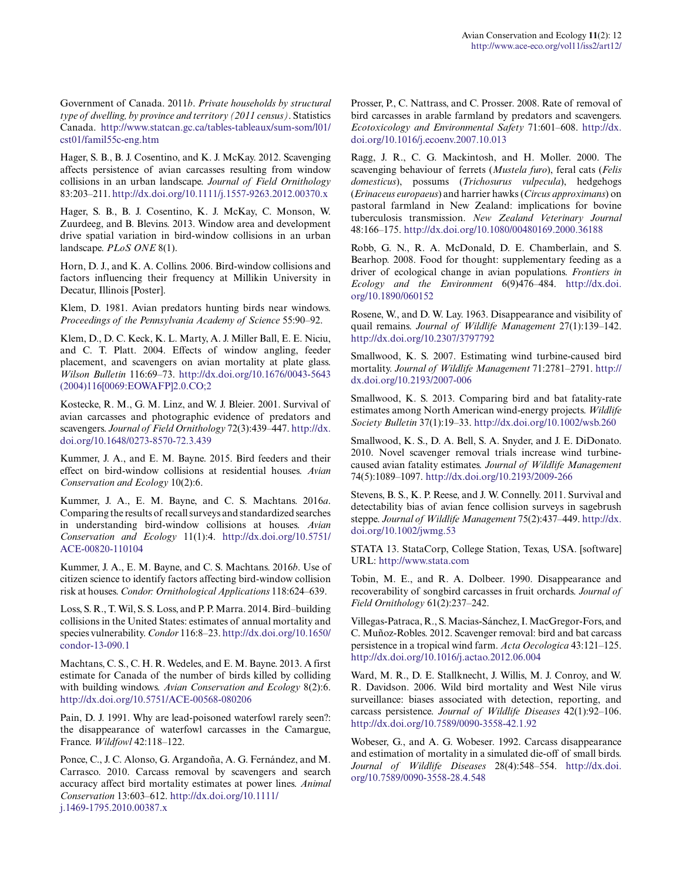Government of Canada. 2011*b*. *Private households by structural type of dwelling, by province and territory (2011 census)*. Statistics Canada. http://www.statcan.gc.ca/tables-tableaux/sum-som/l01/cst01/famil55c-eng.htm

Hager, S. B., B. J. Cosentino, and K. J. McKay. 2012. Scavenging affects persistence of avian carcasses resulting from window collisions in an urban landscape. *Journal of Field Ornithology* 83:203–211. http://dx.doi.org/10.1111/j.1557-9263.2012.00370.x

Hager, S. B., B. J. Cosentino, K. J. McKay, C. Monson, W. Zuurdeeg, and B. Blevins. 2013. Window area and development drive spatial variation in bird-window collisions in an urban landscape. *PLoS ONE* 8(1).

Horn, D. J., and K. A. Collins. 2006. Bird-window collisions and factors influencing their frequency at Millikin University in Decatur, Illinois [Poster].

Klem, D. 1981. Avian predators hunting birds near windows. *Proceedings of the Pennsylvania Academy of Science* 55:90–92.

Klem, D., D. C. Keck, K. L. Marty, A. J. Miller Ball, E. E. Niciu, and C. T. Platt. 2004. Effects of window angling, feeder placement, and scavengers on avian mortality at plate glass. *Wilson Bulletin* 116:69–73. http://dx.doi.org/10.1676/0043-5643(2004)116[0069:EOWAFP]2.0.CO;2

Kostecke, R. M., G. M. Linz, and W. J. Bleier. 2001. Survival of avian carcasses and photographic evidence of predators and scavengers. *Journal of Field Ornithology* 72(3):439–447. http://dx.doi.org/10.1648/0273-8570-72.3.439

Kummer, J. A., and E. M. Bayne. 2015. Bird feeders and their effect on bird-window collisions at residential houses. *Avian Conservation and Ecology* 10(2):6.

Kummer, J. A., E. M. Bayne, and C. S. Machtans. 2016*a*. Comparing the results of recall surveys and standardized searches in understanding bird-window collisions at houses. *Avian Conservation and Ecology* 11(1):4. http://dx.doi.org/10.5751/ACE-00820-110104

Kummer, J. A., E. M. Bayne, and C. S. Machtans. 2016*b*. Use of citizen science to identify factors affecting bird-window collision risk at houses. *Condor: Ornithological Applications* 118:624–639.

Loss, S. R., T. Wil, S. S. Loss, and P. P. Marra. 2014. Bird–building collisions in the United States: estimates of annual mortality and species vulnerability. *Condor* 116:8–23. http://dx.doi.org/10.1650/condor-13-090.1

Machtans, C. S., C. H. R. Wedeles, and E. M. Bayne. 2013. A first estimate for Canada of the number of birds killed by colliding with building windows. *Avian Conservation and Ecology* 8(2):6. http://dx.doi.org/10.5751/ACE-00568-080206

Pain, D. J. 1991. Why are lead-poisoned waterfowl rarely seen?: the disappearance of waterfowl carcasses in the Camargue, France. *Wildfowl* 42:118–122.

Ponce, C., J. C. Alonso, G. Argandoña, A. G. Fernández, and M. Carrasco. 2010. Carcass removal by scavengers and search accuracy affect bird mortality estimates at power lines. *Animal Conservation* 13:603–612. http://dx.doi.org/10.1111/j.1469-1795.2010.00387.x

Prosser, P., C. Nattrass, and C. Prosser. 2008. Rate of removal of bird carcasses in arable farmland by predators and scavengers. *Ecotoxicology and Environmental Safety* 71:601–608. http://dx.doi.org/10.1016/j.ecoenv.2007.10.013

Ragg, J. R., C. G. Mackintosh, and H. Moller. 2000. The scavenging behaviour of ferrets (*Mustela furo*), feral cats (*Felis domesticus*), possums (*Trichosurus vulpecula*), hedgehogs (*Erinaceus europaeus*) and harrier hawks (*Circus approximans*) on pastoral farmland in New Zealand: implications for bovine tuberculosis transmission. *New Zealand Veterinary Journal* 48:166–175. http://dx.doi.org/10.1080/00480169.2000.36188

Robb, G. N., R. A. McDonald, D. E. Chamberlain, and S. Bearhop. 2008. Food for thought: supplementary feeding as a driver of ecological change in avian populations. *Frontiers in Ecology and the Environment* 6(9)476–484. http://dx.doi.org/10.1890/060152

Rosene, W., and D. W. Lay. 1963. Disappearance and visibility of quail remains. *Journal of Wildlife Management* 27(1):139–142. http://dx.doi.org/10.2307/3797792

Smallwood, K. S. 2007. Estimating wind turbine-caused bird mortality. *Journal of Wildlife Management* 71:2781–2791. http://dx.doi.org/10.2193/2007-006

Smallwood, K. S. 2013. Comparing bird and bat fatality-rate estimates among North American wind-energy projects. *Wildlife Society Bulletin* 37(1):19–33. http://dx.doi.org/10.1002/wsb.260

Smallwood, K. S., D. A. Bell, S. A. Snyder, and J. E. DiDonato. 2010. Novel scavenger removal trials increase wind turbine-caused avian fatality estimates. *Journal of Wildlife Management* 74(5):1089–1097. http://dx.doi.org/10.2193/2009-266

Stevens, B. S., K. P. Reese, and J. W. Connelly. 2011. Survival and detectability bias of avian fence collision surveys in sagebrush steppe. *Journal of Wildlife Management* 75(2):437–449. http://dx.doi.org/10.1002/jwmg.53

STATA 13. StataCorp, College Station, Texas, USA. [software] URL: http://www.stata.com

Tobin, M. E., and R. A. Dolbeer. 1990. Disappearance and recoverability of songbird carcasses in fruit orchards. *Journal of Field Ornithology* 61(2):237–242.

Villegas-Patraca, R., S. Macias-Sánchez, I. MacGregor-Fors, and C. Muñoz-Robles. 2012. Scavenger removal: bird and bat carcass persistence in a tropical wind farm. *Acta Oecologica* 43:121–125. http://dx.doi.org/10.1016/j.actao.2012.06.004

Ward, M. R., D. E. Stallknecht, J. Willis, M. J. Conroy, and W. R. Davidson. 2006. Wild bird mortality and West Nile virus surveillance: biases associated with detection, reporting, and carcass persistence. *Journal of Wildlife Diseases* 42(1):92–106. http://dx.doi.org/10.7589/0090-3558-42.1.92

Wobeser, G., and A. G. Wobeser. 1992. Carcass disappearance and estimation of mortality in a simulated die-off of small birds. *Journal of Wildlife Diseases* 28(4):548–554. http://dx.doi.org/10.7589/0090-3558-28.4.548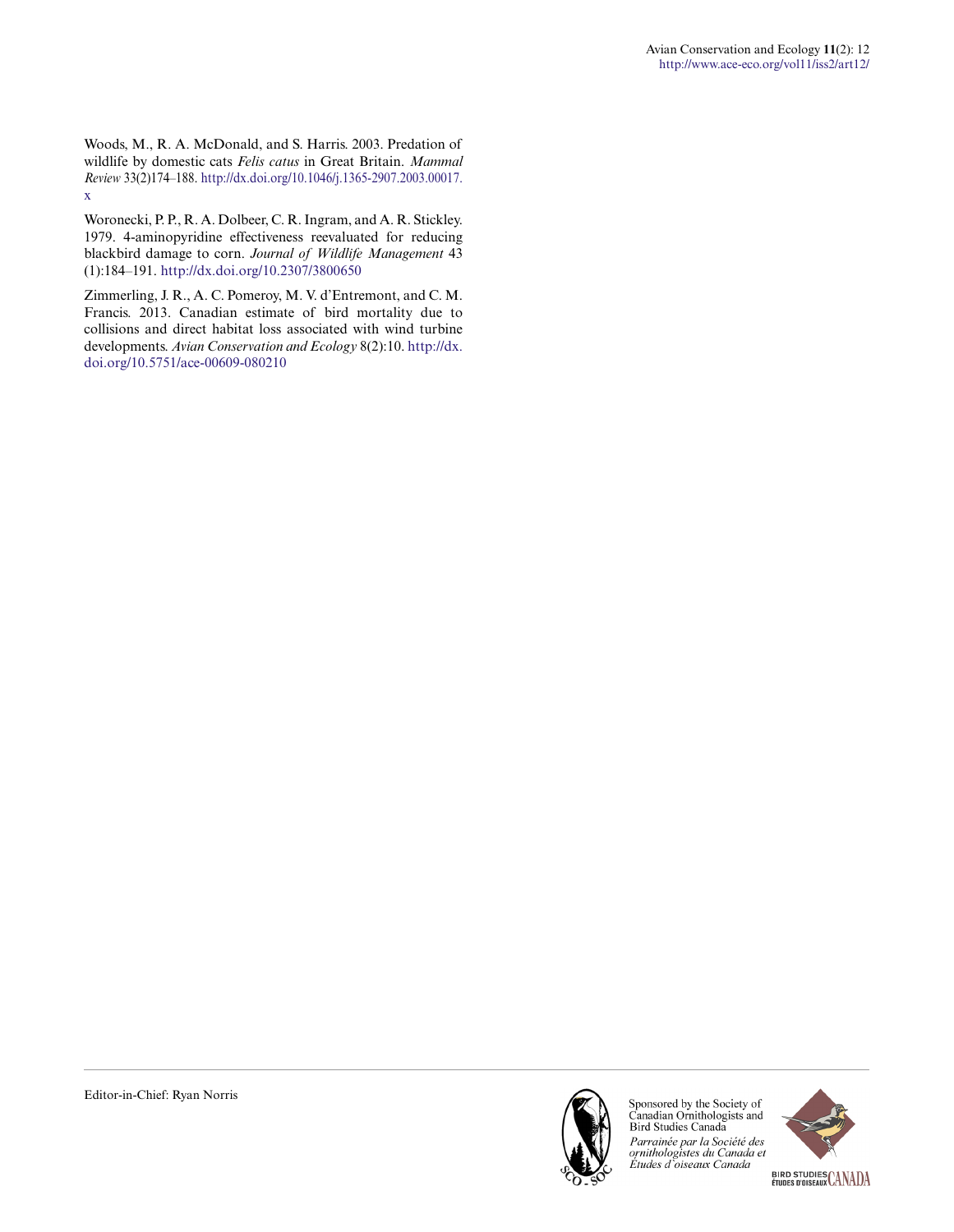Woods, M., R. A. McDonald, and S. Harris. 2003. Predation of wildlife by domestic cats *Felis catus* in Great Britain. *Mammal Review* 33(2)174–188. http://dx.doi.org/10.1046/j.1365-2907.2003.00017.x

Woronecki, P. P., R. A. Dolbeer, C. R. Ingram, and A. R. Stickley. 1979. 4-aminopyridine effectiveness reevaluated for reducing blackbird damage to corn. *Journal of Wildlife Management* 43 (1):184–191. http://dx.doi.org/10.2307/3800650

Zimmerling, J. R., A. C. Pomeroy, M. V. d'Entremont, and C. M. Francis. 2013. Canadian estimate of bird mortality due to collisions and direct habitat loss associated with wind turbine developments. *Avian Conservation and Ecology* 8(2):10. http://dx.doi.org/10.5751/ace-00609-080210

Editor-in-Chief: Ryan Norris

Sponsored by the Society of Canadian Ornithologists and Bird Studies Canada

*Parrainée par la Société des ornithologistes du Canada et Études d'oiseaux Canada*

BIRD STUDIES ÉTUDES D'OISEAUX CANADA